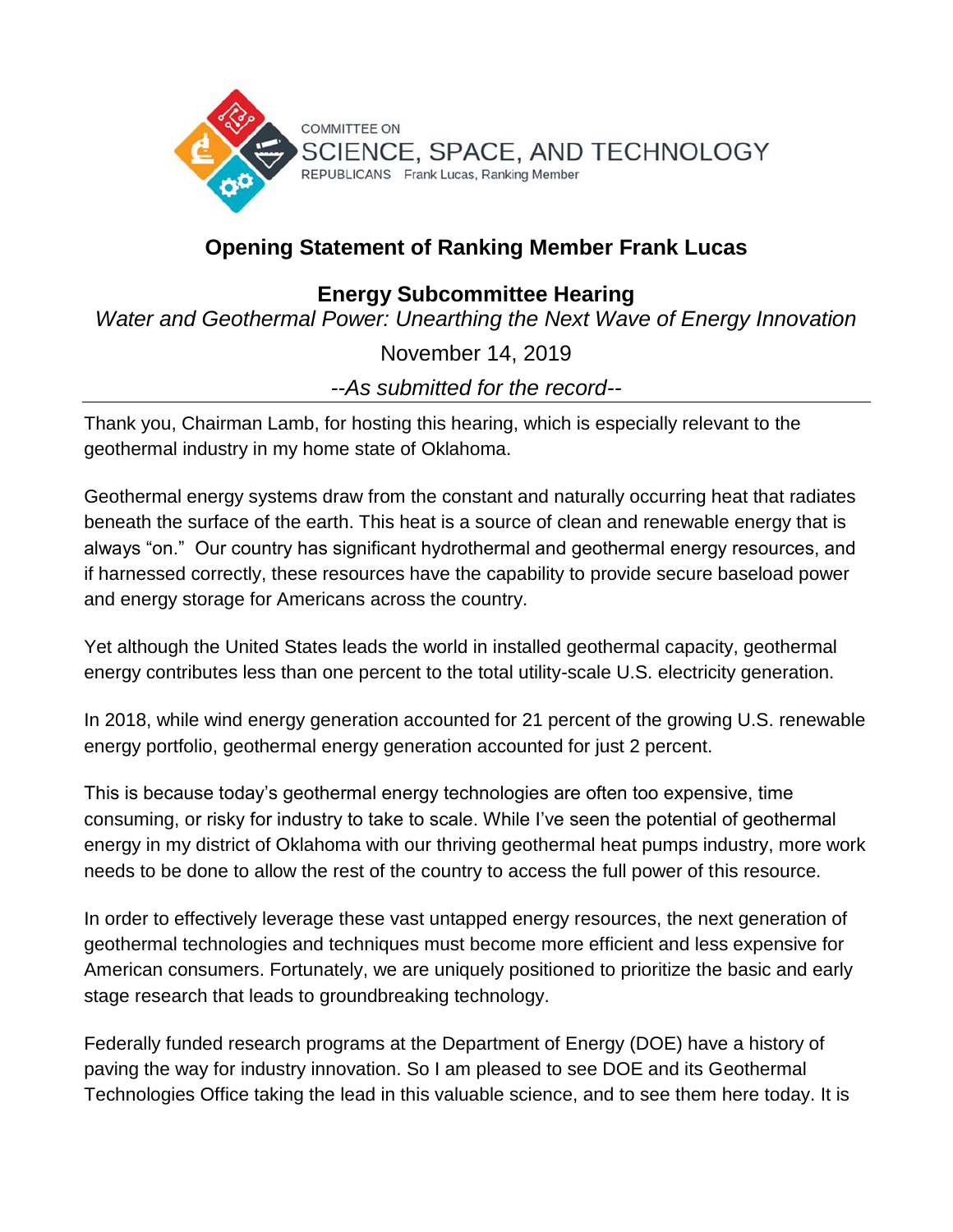COMMITTEE ON
SCIENCE, SPACE, AND TECHNOLOGY
REPUBLICANS Frank Lucas, Ranking Member

# Opening Statement of Ranking Member Frank Lucas

## Energy Subcommittee Hearing

*Water and Geothermal Power: Unearthing the Next Wave of Energy Innovation*

November 14, 2019

*--As submitted for the record--*

---

Thank you, Chairman Lamb, for hosting this hearing, which is especially relevant to the geothermal industry in my home state of Oklahoma.

Geothermal energy systems draw from the constant and naturally occurring heat that radiates beneath the surface of the earth. This heat is a source of clean and renewable energy that is always "on." Our country has significant hydrothermal and geothermal energy resources, and if harnessed correctly, these resources have the capability to provide secure baseload power and energy storage for Americans across the country.

Yet although the United States leads the world in installed geothermal capacity, geothermal energy contributes less than one percent to the total utility-scale U.S. electricity generation.

In 2018, while wind energy generation accounted for 21 percent of the growing U.S. renewable energy portfolio, geothermal energy generation accounted for just 2 percent.

This is because today's geothermal energy technologies are often too expensive, time consuming, or risky for industry to take to scale. While I've seen the potential of geothermal energy in my district of Oklahoma with our thriving geothermal heat pumps industry, more work needs to be done to allow the rest of the country to access the full power of this resource.

In order to effectively leverage these vast untapped energy resources, the next generation of geothermal technologies and techniques must become more efficient and less expensive for American consumers. Fortunately, we are uniquely positioned to prioritize the basic and early stage research that leads to groundbreaking technology.

Federally funded research programs at the Department of Energy (DOE) have a history of paving the way for industry innovation. So I am pleased to see DOE and its Geothermal Technologies Office taking the lead in this valuable science, and to see them here today. It is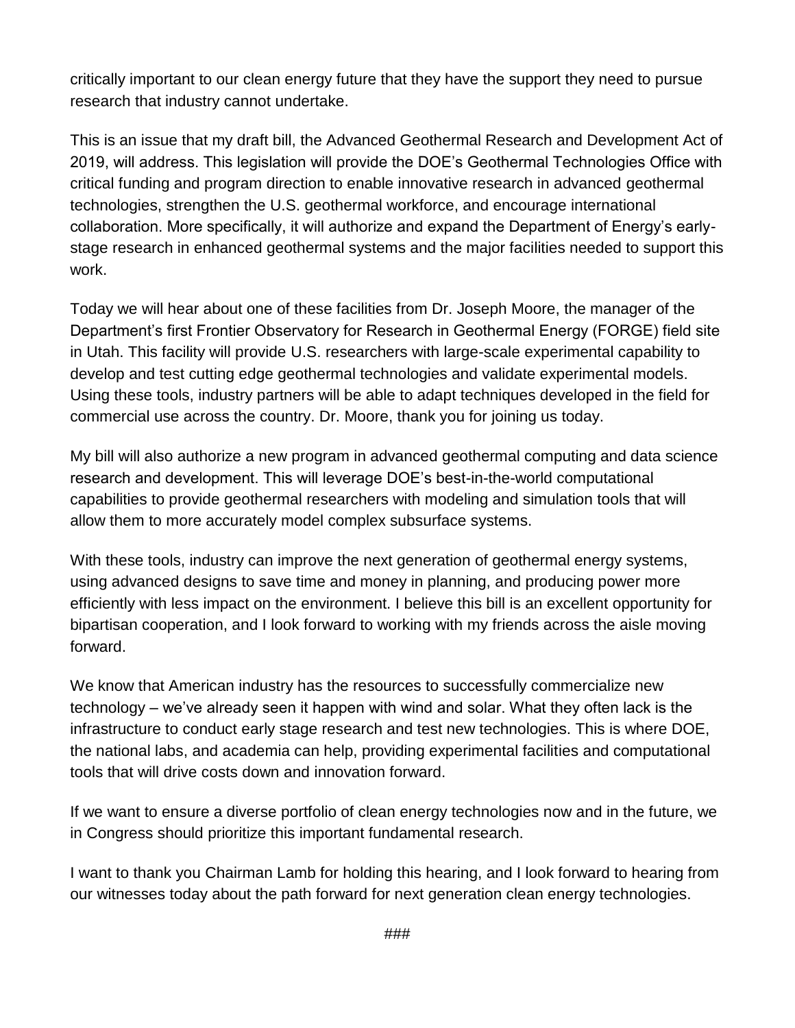critically important to our clean energy future that they have the support they need to pursue research that industry cannot undertake.

This is an issue that my draft bill, the Advanced Geothermal Research and Development Act of 2019, will address. This legislation will provide the DOE's Geothermal Technologies Office with critical funding and program direction to enable innovative research in advanced geothermal technologies, strengthen the U.S. geothermal workforce, and encourage international collaboration. More specifically, it will authorize and expand the Department of Energy's early-stage research in enhanced geothermal systems and the major facilities needed to support this work.

Today we will hear about one of these facilities from Dr. Joseph Moore, the manager of the Department's first Frontier Observatory for Research in Geothermal Energy (FORGE) field site in Utah. This facility will provide U.S. researchers with large-scale experimental capability to develop and test cutting edge geothermal technologies and validate experimental models. Using these tools, industry partners will be able to adapt techniques developed in the field for commercial use across the country. Dr. Moore, thank you for joining us today.

My bill will also authorize a new program in advanced geothermal computing and data science research and development. This will leverage DOE's best-in-the-world computational capabilities to provide geothermal researchers with modeling and simulation tools that will allow them to more accurately model complex subsurface systems.

With these tools, industry can improve the next generation of geothermal energy systems, using advanced designs to save time and money in planning, and producing power more efficiently with less impact on the environment. I believe this bill is an excellent opportunity for bipartisan cooperation, and I look forward to working with my friends across the aisle moving forward.

We know that American industry has the resources to successfully commercialize new technology – we've already seen it happen with wind and solar. What they often lack is the infrastructure to conduct early stage research and test new technologies. This is where DOE, the national labs, and academia can help, providing experimental facilities and computational tools that will drive costs down and innovation forward.

If we want to ensure a diverse portfolio of clean energy technologies now and in the future, we in Congress should prioritize this important fundamental research.

I want to thank you Chairman Lamb for holding this hearing, and I look forward to hearing from our witnesses today about the path forward for next generation clean energy technologies.

###